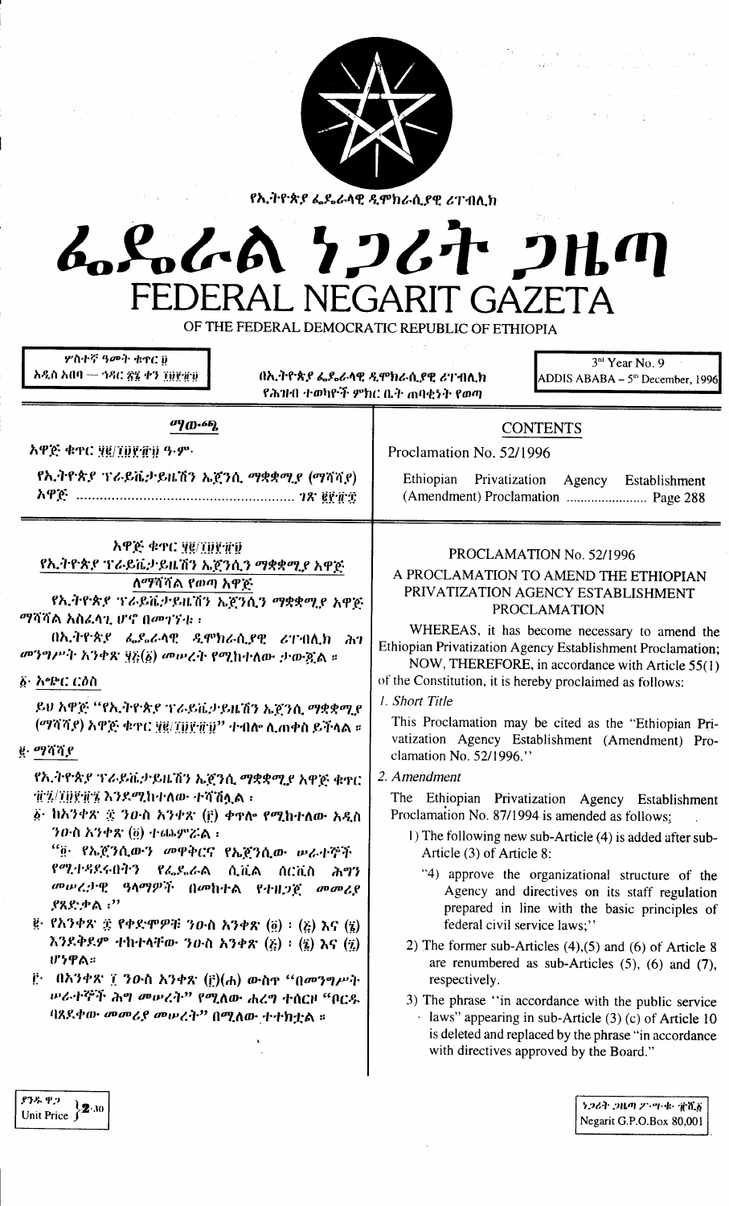የኢትዮጵያ ፌዴራላዊ ዲሞክራሲያዊ ሪፐብሊክ

# ፌዴራል ነጋሪት ጋዜጣ
# FEDERAL NEGARIT GAZETA
OF THE FEDERAL DEMOCRATIC REPUBLIC OF ETHIOPIA

ሦስተኛ ዓመት ቁጥር ፱
አዲስ አበባ — ኅዳር ፳፮ ቀን ፲፱፻፹፱

በኢትዮጵያ ፌዴራላዊ ዲሞክራሲያዊ ሪፐብሊክ የሕዝብ ተወካዮች ምክር ቤት ጠባቂነት የወጣ

3rd Year No. 9
ADDIS ABABA – 5th December, 1996

## ማውጫ

አዋጅ ቁጥር ፶፪/፲፱፻፹፱ ዓ.ም.

የኢትዮጵያ ፕራይቬታይዜሽን ኤጀንሲ ማቋቋሚያ (ማሻሻያ) አዋጅ ........................................................ ገጽ ፪፻፹፰

## CONTENTS

Proclamation No. 52/1996

Ethiopian Privatization Agency Establishment (Amendment) Proclamation ........................ Page 288

### አዋጅ ቁጥር ፶፪/፲፱፻፹፱
### የኢትዮጵያ ፕራይቬታይዜሽን ኤጀንሲን ማቋቋሚያ አዋጅ ለማሻሻል የወጣ አዋጅ

የኢትዮጵያ ፕራይቬታይዜሽን ኤጀንሲን ማቋቋሚያ አዋጅ ማሻሻል አስፈላጊ ሆኖ በመገኘቱ ፤

በኢትዮጵያ ፌዴራላዊ ዲሞክራሲያዊ ሪፐብሊክ ሕገ መንግሥት አንቀጽ ፶፭(፩) መሠረት የሚከተለው ታውጇል ።

*፩· አጭር ርዕስ*

ይህ አዋጅ "የኢትዮጵያ ፕራይቬታይዜሽን ኤጀንሲ ማቋቋሚያ (ማሻሻያ) አዋጅ ቁጥር ፶፪/፲፱፻፹፱" ተብሎ ሊጠቀስ ይችላል ።

*፪· ማሻሻያ*

የኢትዮጵያ ፕራይቬታይዜሽን ኤጀንሲ ማቋቋሚያ አዋጅ ቁጥር ፹፯/፲፱፻፹፮ እንደሚከተለው ተሻሽሏል ፡

፩· ከአንቀጽ ፰ ንዑስ አንቀጽ (፫) ቀጥሎ የሚከተለው አዲስ ንዑስ አንቀጽ (፬) ተጨምሯል ፡

"፬· የኤጀንሲውን መዋቅርና የኤጀንሲው ሠራተኞች የሚተዳደሩበትን የፌዴራል ሲቪል ሰርቪስ ሕግን መሠረታዊ ዓላማዎች በመከተል የተዘጋጀ መመሪያ ያጸድቃል ፡"

፪· የአንቀጽ ፰ የቀድሞዎቹ ንዑስ አንቀጽ (፬) ፡ (፭) እና (፮) እንደቅደም ተከተላቸው ንዑስ አንቀጽ (፭) ፡ (፮) እና (፯) ሆነዋል።

፫· በአንቀጽ ፲ ንዑስ አንቀጽ (፫)(ሐ) ውስጥ "በመንግሥት ሠራተኞች ሕግ መሠረት" የሚለው ሐረግ ተሰርዞ "ቦርዱ ባጸደቀው መመሪያ መሠረት" በሚለው ተተክቷል ።

### PROCLAMATION No. 52/1996
### A PROCLAMATION TO AMEND THE ETHIOPIAN PRIVATIZATION AGENCY ESTABLISHMENT PROCLAMATION

WHEREAS, it has become necessary to amend the Ethiopian Privatization Agency Establishment Proclamation;

NOW, THEREFORE, in accordance with Article 55(1) of the Constitution, it is hereby proclaimed as follows:

*1. Short Title*

This Proclamation may be cited as the "Ethiopian Privatization Agency Establishment (Amendment) Proclamation No. 52/1996."

*2. Amendment*

The Ethiopian Privatization Agency Establishment Proclamation No. 87/1994 is amended as follows;

1) The following new sub-Article (4) is added after sub-Article (3) of Article 8:

"4) approve the organizational structure of the Agency and directives on its staff regulation prepared in line with the basic principles of federal civil service laws;"

2) The former sub-Articles (4),(5) and (6) of Article 8 are renumbered as sub-Articles (5), (6) and (7), respectively.

3) The phrase "in accordance with the public service laws" appearing in sub-Article (3) (c) of Article 10 is deleted and replaced by the phrase "in accordance with directives approved by the Board."

ያንዱ ዋጋ
Unit Price 2.30

ነጋሪት ጋዜጣ ፖ.ሣ.ቁ. ፹ሺ፩
Negarit G.P.O.Box 80,001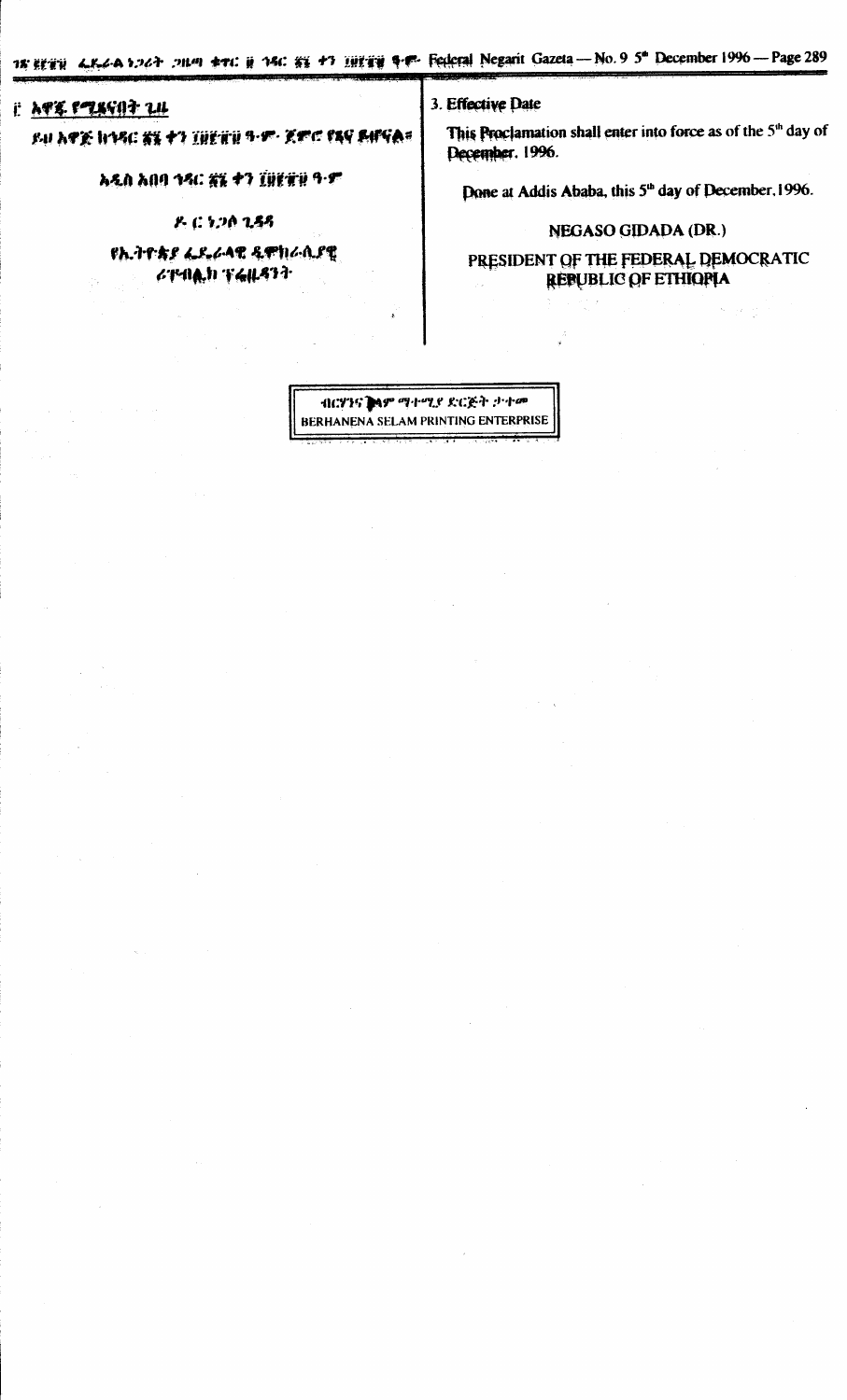## ፫. አዋጁ የሚጸናበት ጊዜ

ይህ አዋጅ ከኅዳር ፳፮ ቀን ፲፱፻፹፱ ዓ.ም. ጀምሮ የጸና ይሆናል።

አዲስ አበባ ኅዳር ፳፮ ቀን ፲፱፻፹፱ ዓ.ም

ዶ/ር ነጋሶ ጊዳዳ

የኢትዮጵያ ፌዴራላዊ ዲሞክራሲያዊ ሪፐብሊክ ፕሬዚዳንት

## 3. Effective Date

This Proclamation shall enter into force as of the 5th day of December, 1996.

Done at Addis Ababa, this 5th day of December, 1996.

NEGASO GIDADA (DR.)

PRESIDENT OF THE FEDERAL DEMOCRATIC REPUBLIC OF ETHIOPIA

ብርሃንና ሰላም ማተሚያ ድርጅት ታተመ
BERHANENA SELAM PRINTING ENTERPRISE